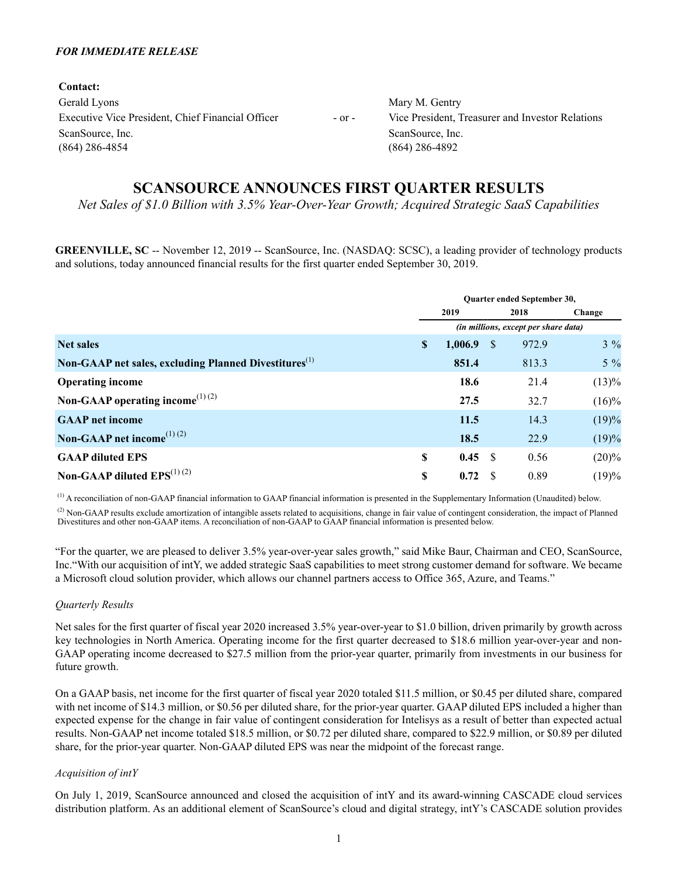*FOR IMMEDIATE RELEASE*

**Contact:**

| | | |
|---|---|---|
| Gerald Lyons | - or - | Mary M. Gentry |
| Executive Vice President, Chief Financial Officer | | Vice President, Treasurer and Investor Relations |
| ScanSource, Inc. | | ScanSource, Inc. |
| (864) 286-4854 | | (864) 286-4892 |

# SCANSOURCE ANNOUNCES FIRST QUARTER RESULTS

*Net Sales of $1.0 Billion with 3.5% Year-Over-Year Growth; Acquired Strategic SaaS Capabilities*

**GREENVILLE, SC** -- November 12, 2019 -- ScanSource, Inc. (NASDAQ: SCSC), a leading provider of technology products and solutions, today announced financial results for the first quarter ended September 30, 2019.

| | Quarter ended September 30, | | |
|---|---|---|---|
| | 2019 | 2018 | Change |
| | *(in millions, except per share data)* | | |
| **Net sales** | **$ 1,006.9** | $ 972.9 | 3 % |
| **Non-GAAP net sales, excluding Planned Divestitures[(1)]** | **851.4** | 813.3 | 5 % |
| **Operating income** | **18.6** | 21.4 | (13)% |
| **Non-GAAP operating income[(1) (2)]** | **27.5** | 32.7 | (16)% |
| **GAAP net income** | **11.5** | 14.3 | (19)% |
| **Non-GAAP net income[(1) (2)]** | **18.5** | 22.9 | (19)% |
| **GAAP diluted EPS** | **$ 0.45** | $ 0.56 | (20)% |
| **Non-GAAP diluted EPS[(1) (2)]** | **$ 0.72** | $ 0.89 | (19)% |

[(1)] A reconciliation of non-GAAP financial information to GAAP financial information is presented in the Supplementary Information (Unaudited) below.

[(2)] Non-GAAP results exclude amortization of intangible assets related to acquisitions, change in fair value of contingent consideration, the impact of Planned Divestitures and other non-GAAP items. A reconciliation of non-GAAP to GAAP financial information is presented below.

"For the quarter, we are pleased to deliver 3.5% year-over-year sales growth," said Mike Baur, Chairman and CEO, ScanSource, Inc."With our acquisition of intY, we added strategic SaaS capabilities to meet strong customer demand for software. We became a Microsoft cloud solution provider, which allows our channel partners access to Office 365, Azure, and Teams."

*Quarterly Results*

Net sales for the first quarter of fiscal year 2020 increased 3.5% year-over-year to $1.0 billion, driven primarily by growth across key technologies in North America. Operating income for the first quarter decreased to $18.6 million year-over-year and non-GAAP operating income decreased to $27.5 million from the prior-year quarter, primarily from investments in our business for future growth.

On a GAAP basis, net income for the first quarter of fiscal year 2020 totaled $11.5 million, or $0.45 per diluted share, compared with net income of $14.3 million, or $0.56 per diluted share, for the prior-year quarter. GAAP diluted EPS included a higher than expected expense for the change in fair value of contingent consideration for Intelisys as a result of better than expected actual results. Non-GAAP net income totaled $18.5 million, or $0.72 per diluted share, compared to $22.9 million, or $0.89 per diluted share, for the prior-year quarter. Non-GAAP diluted EPS was near the midpoint of the forecast range.

*Acquisition of intY*

On July 1, 2019, ScanSource announced and closed the acquisition of intY and its award-winning CASCADE cloud services distribution platform. As an additional element of ScanSource's cloud and digital strategy, intY's CASCADE solution provides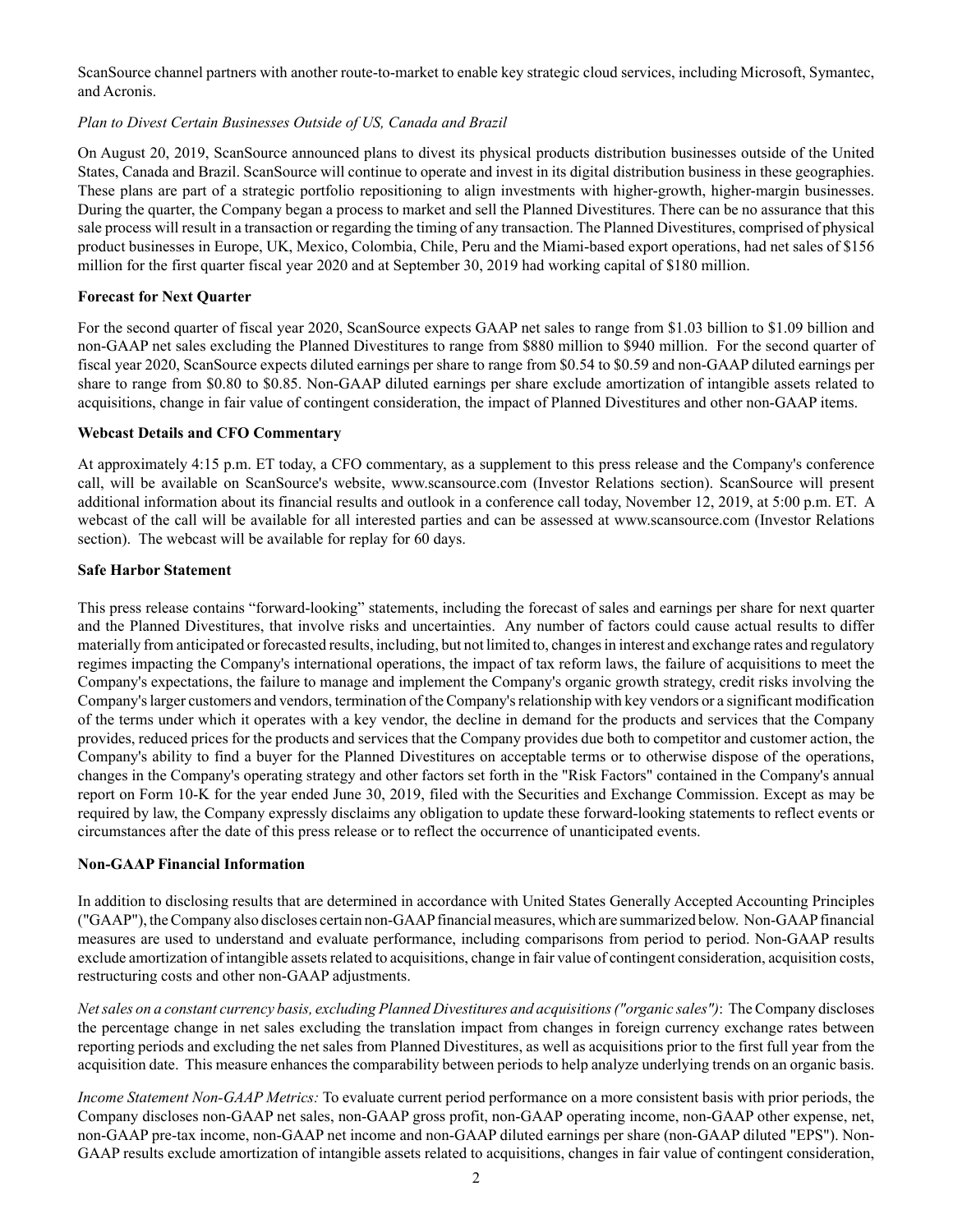ScanSource channel partners with another route-to-market to enable key strategic cloud services, including Microsoft, Symantec, and Acronis.

*Plan to Divest Certain Businesses Outside of US, Canada and Brazil*

On August 20, 2019, ScanSource announced plans to divest its physical products distribution businesses outside of the United States, Canada and Brazil. ScanSource will continue to operate and invest in its digital distribution business in these geographies. These plans are part of a strategic portfolio repositioning to align investments with higher-growth, higher-margin businesses. During the quarter, the Company began a process to market and sell the Planned Divestitures. There can be no assurance that this sale process will result in a transaction or regarding the timing of any transaction. The Planned Divestitures, comprised of physical product businesses in Europe, UK, Mexico, Colombia, Chile, Peru and the Miami-based export operations, had net sales of $156 million for the first quarter fiscal year 2020 and at September 30, 2019 had working capital of $180 million.

**Forecast for Next Quarter**

For the second quarter of fiscal year 2020, ScanSource expects GAAP net sales to range from $1.03 billion to $1.09 billion and non-GAAP net sales excluding the Planned Divestitures to range from $880 million to $940 million. For the second quarter of fiscal year 2020, ScanSource expects diluted earnings per share to range from $0.54 to $0.59 and non-GAAP diluted earnings per share to range from $0.80 to $0.85. Non-GAAP diluted earnings per share exclude amortization of intangible assets related to acquisitions, change in fair value of contingent consideration, the impact of Planned Divestitures and other non-GAAP items.

**Webcast Details and CFO Commentary**

At approximately 4:15 p.m. ET today, a CFO commentary, as a supplement to this press release and the Company's conference call, will be available on ScanSource's website, www.scansource.com (Investor Relations section). ScanSource will present additional information about its financial results and outlook in a conference call today, November 12, 2019, at 5:00 p.m. ET. A webcast of the call will be available for all interested parties and can be assessed at www.scansource.com (Investor Relations section). The webcast will be available for replay for 60 days.

**Safe Harbor Statement**

This press release contains "forward-looking" statements, including the forecast of sales and earnings per share for next quarter and the Planned Divestitures, that involve risks and uncertainties. Any number of factors could cause actual results to differ materially from anticipated or forecasted results, including, but not limited to, changes in interest and exchange rates and regulatory regimes impacting the Company's international operations, the impact of tax reform laws, the failure of acquisitions to meet the Company's expectations, the failure to manage and implement the Company's organic growth strategy, credit risks involving the Company's larger customers and vendors, termination of the Company's relationship with key vendors or a significant modification of the terms under which it operates with a key vendor, the decline in demand for the products and services that the Company provides, reduced prices for the products and services that the Company provides due both to competitor and customer action, the Company's ability to find a buyer for the Planned Divestitures on acceptable terms or to otherwise dispose of the operations, changes in the Company's operating strategy and other factors set forth in the "Risk Factors" contained in the Company's annual report on Form 10-K for the year ended June 30, 2019, filed with the Securities and Exchange Commission. Except as may be required by law, the Company expressly disclaims any obligation to update these forward-looking statements to reflect events or circumstances after the date of this press release or to reflect the occurrence of unanticipated events.

**Non-GAAP Financial Information**

In addition to disclosing results that are determined in accordance with United States Generally Accepted Accounting Principles ("GAAP"), the Company also discloses certain non-GAAP financial measures, which are summarized below. Non-GAAP financial measures are used to understand and evaluate performance, including comparisons from period to period. Non-GAAP results exclude amortization of intangible assets related to acquisitions, change in fair value of contingent consideration, acquisition costs, restructuring costs and other non-GAAP adjustments.

*Net sales on a constant currency basis, excluding Planned Divestitures and acquisitions ("organic sales")*: The Company discloses the percentage change in net sales excluding the translation impact from changes in foreign currency exchange rates between reporting periods and excluding the net sales from Planned Divestitures, as well as acquisitions prior to the first full year from the acquisition date. This measure enhances the comparability between periods to help analyze underlying trends on an organic basis.

*Income Statement Non-GAAP Metrics:* To evaluate current period performance on a more consistent basis with prior periods, the Company discloses non-GAAP net sales, non-GAAP gross profit, non-GAAP operating income, non-GAAP other expense, net, non-GAAP pre-tax income, non-GAAP net income and non-GAAP diluted earnings per share (non-GAAP diluted "EPS"). Non-GAAP results exclude amortization of intangible assets related to acquisitions, changes in fair value of contingent consideration,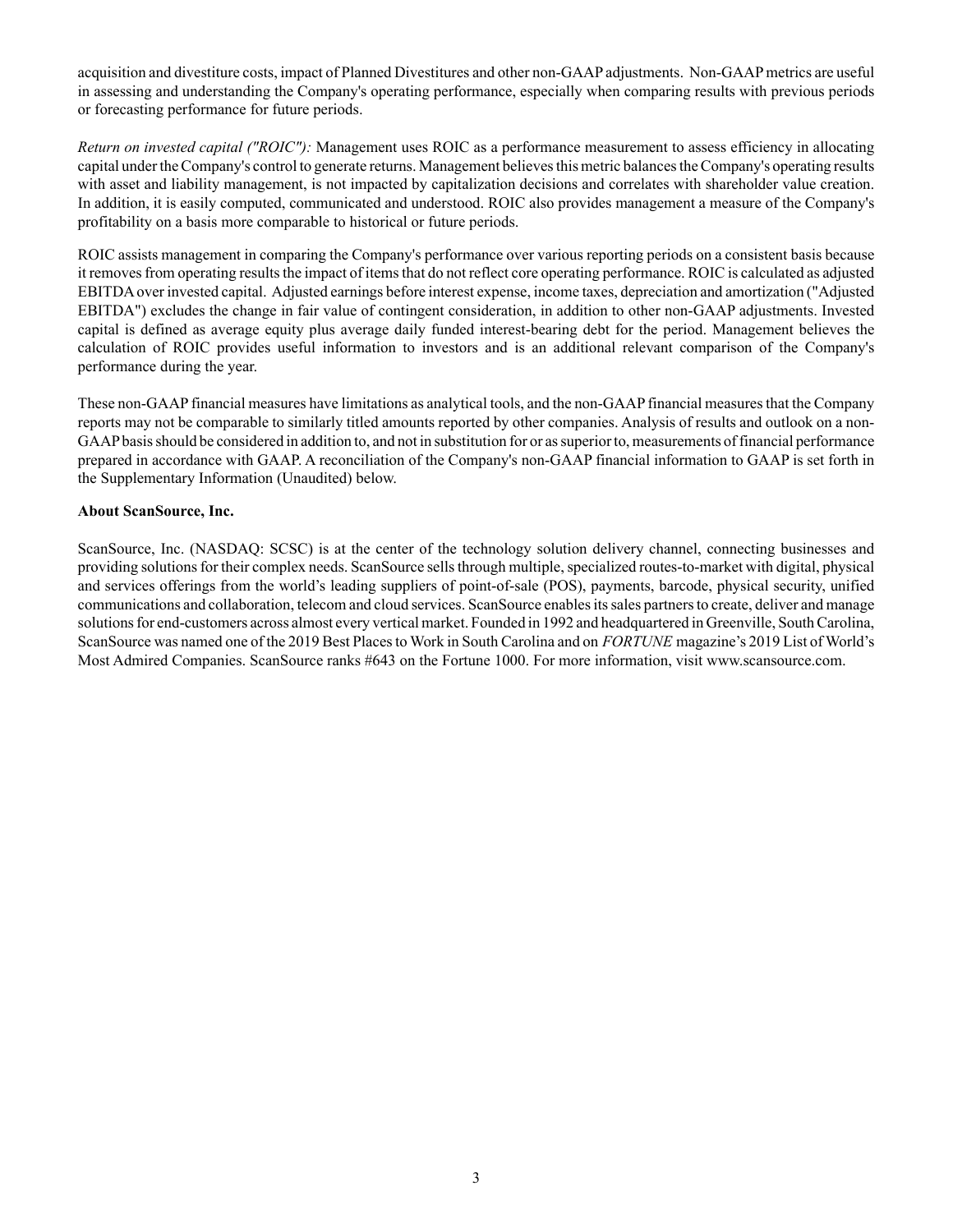acquisition and divestiture costs, impact of Planned Divestitures and other non-GAAP adjustments. Non-GAAP metrics are useful in assessing and understanding the Company's operating performance, especially when comparing results with previous periods or forecasting performance for future periods.

*Return on invested capital ("ROIC"):* Management uses ROIC as a performance measurement to assess efficiency in allocating capital under the Company's control to generate returns. Management believes this metric balances the Company's operating results with asset and liability management, is not impacted by capitalization decisions and correlates with shareholder value creation. In addition, it is easily computed, communicated and understood. ROIC also provides management a measure of the Company's profitability on a basis more comparable to historical or future periods.

ROIC assists management in comparing the Company's performance over various reporting periods on a consistent basis because it removes from operating results the impact of items that do not reflect core operating performance. ROIC is calculated as adjusted EBITDA over invested capital. Adjusted earnings before interest expense, income taxes, depreciation and amortization ("Adjusted EBITDA") excludes the change in fair value of contingent consideration, in addition to other non-GAAP adjustments. Invested capital is defined as average equity plus average daily funded interest-bearing debt for the period. Management believes the calculation of ROIC provides useful information to investors and is an additional relevant comparison of the Company's performance during the year.

These non-GAAP financial measures have limitations as analytical tools, and the non-GAAP financial measures that the Company reports may not be comparable to similarly titled amounts reported by other companies. Analysis of results and outlook on a non-GAAP basis should be considered in addition to, and not in substitution for or as superior to, measurements of financial performance prepared in accordance with GAAP. A reconciliation of the Company's non-GAAP financial information to GAAP is set forth in the Supplementary Information (Unaudited) below.

**About ScanSource, Inc.**

ScanSource, Inc. (NASDAQ: SCSC) is at the center of the technology solution delivery channel, connecting businesses and providing solutions for their complex needs. ScanSource sells through multiple, specialized routes-to-market with digital, physical and services offerings from the world's leading suppliers of point-of-sale (POS), payments, barcode, physical security, unified communications and collaboration, telecom and cloud services. ScanSource enables its sales partners to create, deliver and manage solutions for end-customers across almost every vertical market. Founded in 1992 and headquartered in Greenville, South Carolina, ScanSource was named one of the 2019 Best Places to Work in South Carolina and on *FORTUNE* magazine's 2019 List of World's Most Admired Companies. ScanSource ranks #643 on the Fortune 1000. For more information, visit www.scansource.com.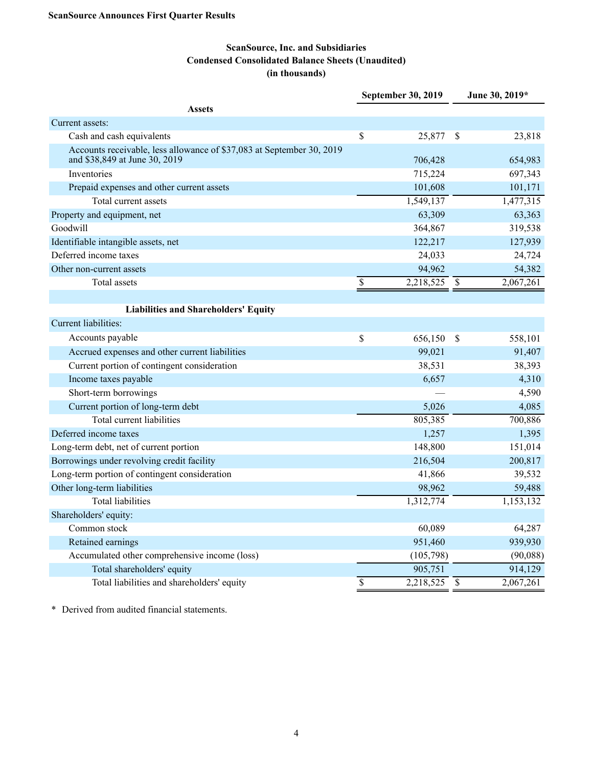ScanSource Announces First Quarter Results

## ScanSource, Inc. and Subsidiaries
## Condensed Consolidated Balance Sheets (Unaudited)
## (in thousands)

| | September 30, 2019 | June 30, 2019* |
|---|---|---|
| **Assets** | | |
| Current assets: | | |
| Cash and cash equivalents | $ 25,877 | $ 23,818 |
| Accounts receivable, less allowance of $37,083 at September 30, 2019 and $38,849 at June 30, 2019 | 706,428 | 654,983 |
| Inventories | 715,224 | 697,343 |
| Prepaid expenses and other current assets | 101,608 | 101,171 |
| Total current assets | 1,549,137 | 1,477,315 |
| Property and equipment, net | 63,309 | 63,363 |
| Goodwill | 364,867 | 319,538 |
| Identifiable intangible assets, net | 122,217 | 127,939 |
| Deferred income taxes | 24,033 | 24,724 |
| Other non-current assets | 94,962 | 54,382 |
| Total assets | $ 2,218,525 | $ 2,067,261 |
| | | |
| **Liabilities and Shareholders' Equity** | | |
| Current liabilities: | | |
| Accounts payable | $ 656,150 | $ 558,101 |
| Accrued expenses and other current liabilities | 99,021 | 91,407 |
| Current portion of contingent consideration | 38,531 | 38,393 |
| Income taxes payable | 6,657 | 4,310 |
| Short-term borrowings | — | 4,590 |
| Current portion of long-term debt | 5,026 | 4,085 |
| Total current liabilities | 805,385 | 700,886 |
| Deferred income taxes | 1,257 | 1,395 |
| Long-term debt, net of current portion | 148,800 | 151,014 |
| Borrowings under revolving credit facility | 216,504 | 200,817 |
| Long-term portion of contingent consideration | 41,866 | 39,532 |
| Other long-term liabilities | 98,962 | 59,488 |
| Total liabilities | 1,312,774 | 1,153,132 |
| Shareholders' equity: | | |
| Common stock | 60,089 | 64,287 |
| Retained earnings | 951,460 | 939,930 |
| Accumulated other comprehensive income (loss) | (105,798) | (90,088) |
| Total shareholders' equity | 905,751 | 914,129 |
| Total liabilities and shareholders' equity | $ 2,218,525 | $ 2,067,261 |

\* Derived from audited financial statements.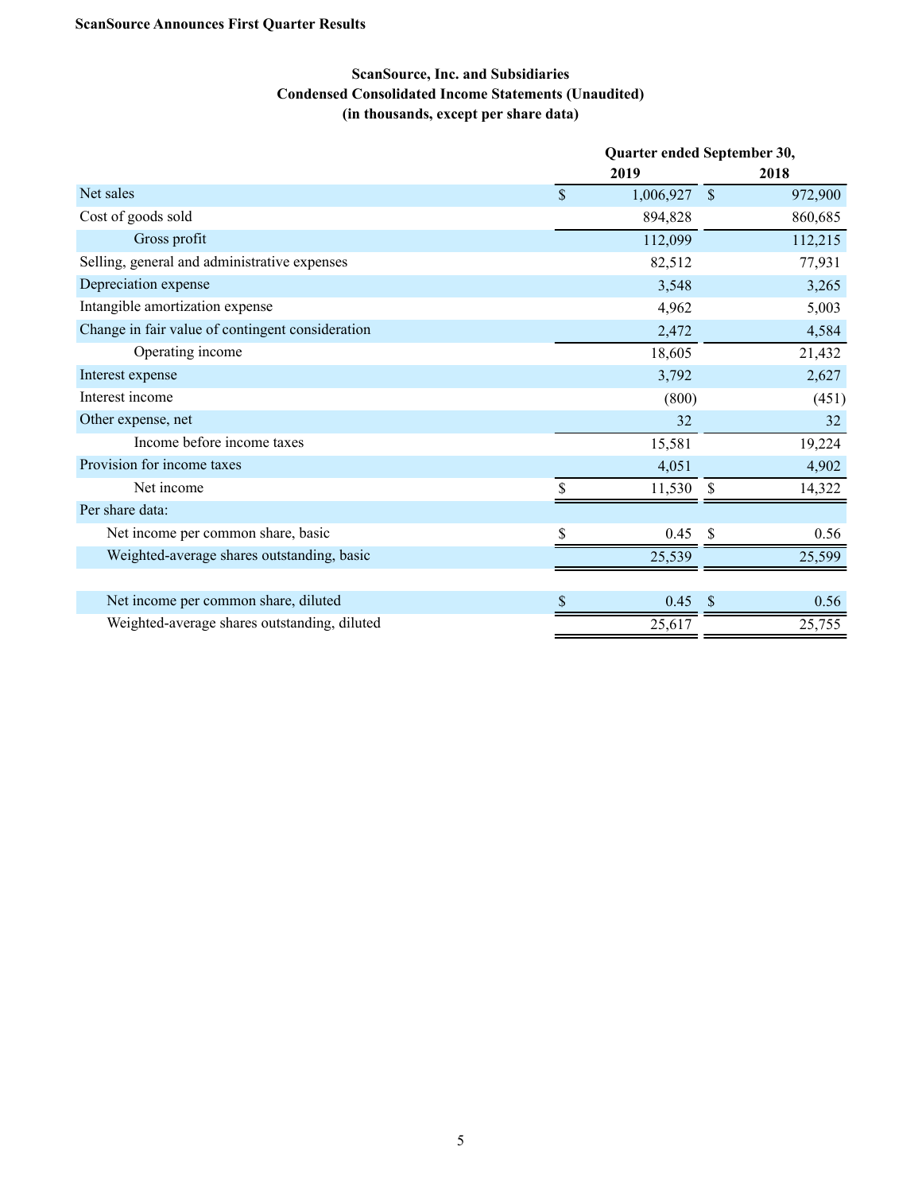**ScanSource Announces First Quarter Results**

**ScanSource, Inc. and Subsidiaries**
**Condensed Consolidated Income Statements (Unaudited)**
**(in thousands, except per share data)**

| | Quarter ended September 30, | |
|---|---|---|
| | 2019 | 2018 |
| Net sales | $ 1,006,927 | $ 972,900 |
| Cost of goods sold | 894,828 | 860,685 |
| Gross profit | 112,099 | 112,215 |
| Selling, general and administrative expenses | 82,512 | 77,931 |
| Depreciation expense | 3,548 | 3,265 |
| Intangible amortization expense | 4,962 | 5,003 |
| Change in fair value of contingent consideration | 2,472 | 4,584 |
| Operating income | 18,605 | 21,432 |
| Interest expense | 3,792 | 2,627 |
| Interest income | (800) | (451) |
| Other expense, net | 32 | 32 |
| Income before income taxes | 15,581 | 19,224 |
| Provision for income taxes | 4,051 | 4,902 |
| Net income | $ 11,530 | $ 14,322 |
| Per share data: | | |
| Net income per common share, basic | $ 0.45 | $ 0.56 |
| Weighted-average shares outstanding, basic | 25,539 | 25,599 |
| | | |
| Net income per common share, diluted | $ 0.45 | $ 0.56 |
| Weighted-average shares outstanding, diluted | 25,617 | 25,755 |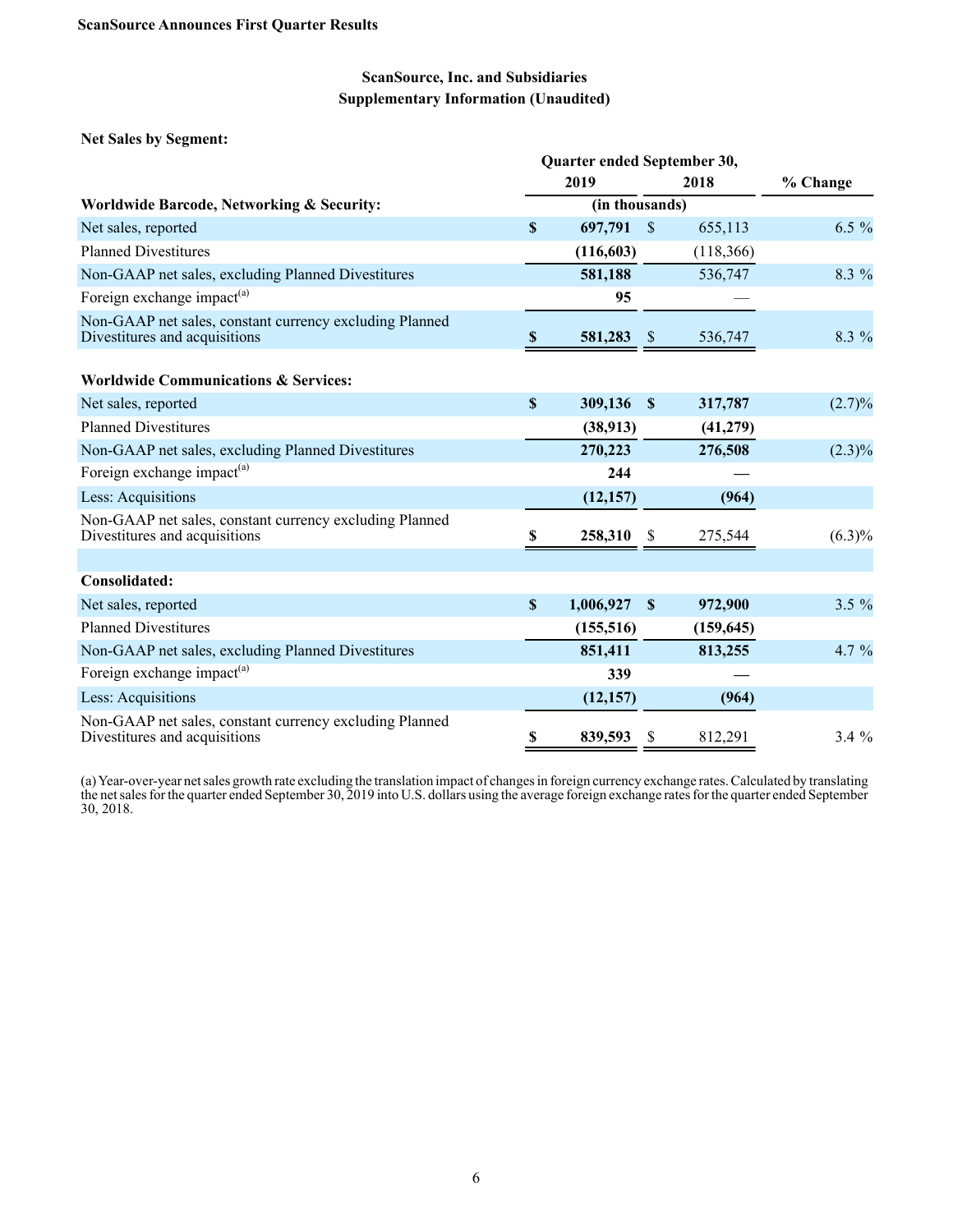**ScanSource Announces First Quarter Results**

## ScanSource, Inc. and Subsidiaries
## Supplementary Information (Unaudited)

**Net Sales by Segment:**

| | Quarter ended September 30, | | |
|---|---|---|---|
| | 2019 | 2018 | % Change |
| **Worldwide Barcode, Networking & Security:** | (in thousands) | | |
| Net sales, reported | **$ 697,791** | $ 655,113 | 6.5 % |
| Planned Divestitures | **(116,603)** | (118,366) | |
| Non-GAAP net sales, excluding Planned Divestitures | **581,188** | 536,747 | 8.3 % |
| Foreign exchange impact[(a)] | **95** | — | |
| Non-GAAP net sales, constant currency excluding Planned Divestitures and acquisitions | **$ 581,283** | $ 536,747 | 8.3 % |
| | | | |
| **Worldwide Communications & Services:** | | | |
| Net sales, reported | **$ 309,136** | **$ 317,787** | (2.7)% |
| Planned Divestitures | **(38,913)** | **(41,279)** | |
| Non-GAAP net sales, excluding Planned Divestitures | **270,223** | **276,508** | (2.3)% |
| Foreign exchange impact[(a)] | **244** | — | |
| Less: Acquisitions | **(12,157)** | **(964)** | |
| Non-GAAP net sales, constant currency excluding Planned Divestitures and acquisitions | **$ 258,310** | $ 275,544 | (6.3)% |
| | | | |
| **Consolidated:** | | | |
| Net sales, reported | **$ 1,006,927** | **$ 972,900** | 3.5 % |
| Planned Divestitures | **(155,516)** | **(159,645)** | |
| Non-GAAP net sales, excluding Planned Divestitures | **851,411** | **813,255** | 4.7 % |
| Foreign exchange impact[(a)] | **339** | — | |
| Less: Acquisitions | **(12,157)** | **(964)** | |
| Non-GAAP net sales, constant currency excluding Planned Divestitures and acquisitions | **$ 839,593** | $ 812,291 | 3.4 % |

(a) Year-over-year net sales growth rate excluding the translation impact of changes in foreign currency exchange rates. Calculated by translating the net sales for the quarter ended September 30, 2019 into U.S. dollars using the average foreign exchange rates for the quarter ended September 30, 2018.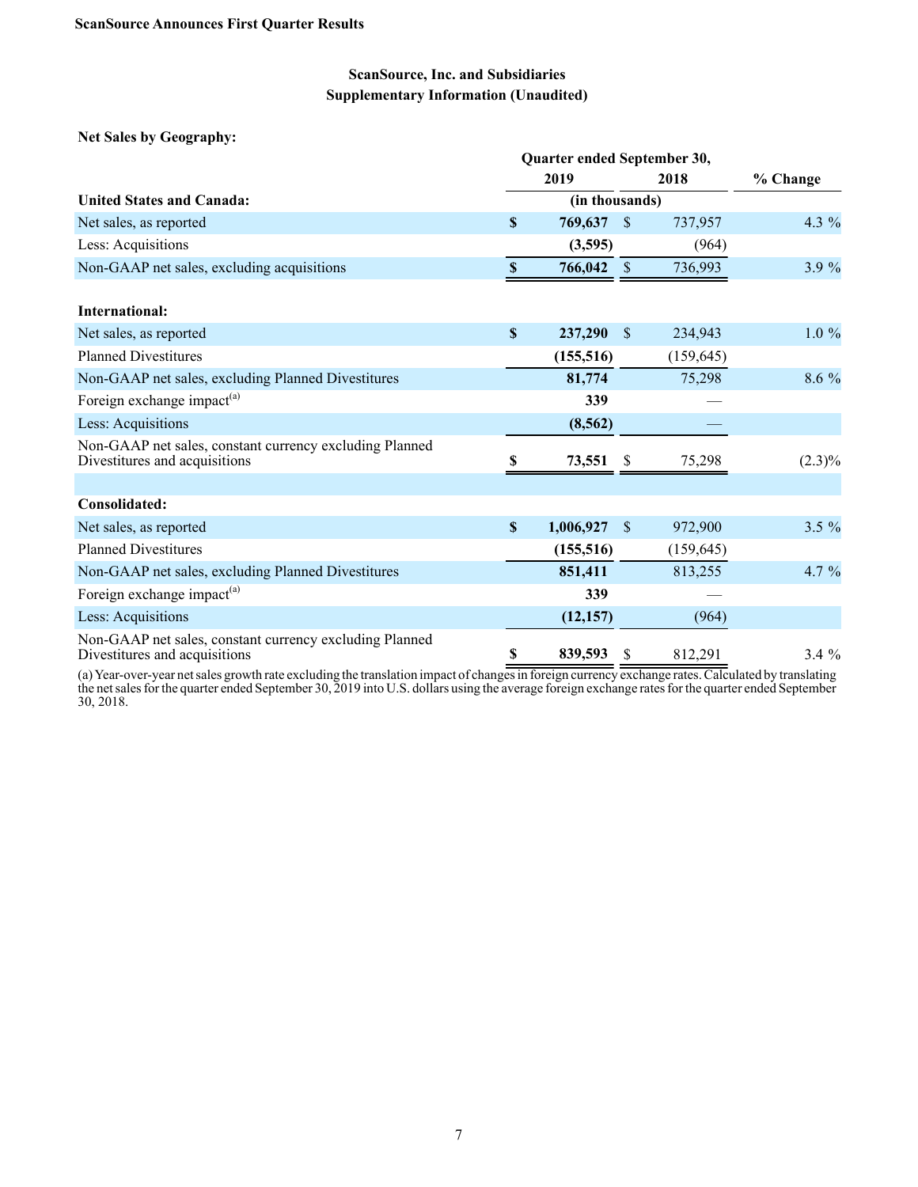ScanSource Announces First Quarter Results

## ScanSource, Inc. and Subsidiaries
## Supplementary Information (Unaudited)

**Net Sales by Geography:**

| | Quarter ended September 30, | | |
|---|---|---|---|
| | 2019 | 2018 | % Change |
| **United States and Canada:** | (in thousands) | | |
| Net sales, as reported | **$ 769,637** | $ 737,957 | 4.3 % |
| Less: Acquisitions | **(3,595)** | (964) | |
| Non-GAAP net sales, excluding acquisitions | **$ 766,042** | $ 736,993 | 3.9 % |
| | | | |
| **International:** | | | |
| Net sales, as reported | **$ 237,290** | $ 234,943 | 1.0 % |
| Planned Divestitures | **(155,516)** | (159,645) | |
| Non-GAAP net sales, excluding Planned Divestitures | **81,774** | 75,298 | 8.6 % |
| Foreign exchange impact[(a)] | **339** | — | |
| Less: Acquisitions | **(8,562)** | — | |
| Non-GAAP net sales, constant currency excluding Planned Divestitures and acquisitions | **$ 73,551** | $ 75,298 | (2.3)% |
| | | | |
| **Consolidated:** | | | |
| Net sales, as reported | **$ 1,006,927** | $ 972,900 | 3.5 % |
| Planned Divestitures | **(155,516)** | (159,645) | |
| Non-GAAP net sales, excluding Planned Divestitures | **851,411** | 813,255 | 4.7 % |
| Foreign exchange impact[(a)] | **339** | — | |
| Less: Acquisitions | **(12,157)** | (964) | |
| Non-GAAP net sales, constant currency excluding Planned Divestitures and acquisitions | **$ 839,593** | $ 812,291 | 3.4 % |

(a) Year-over-year net sales growth rate excluding the translation impact of changes in foreign currency exchange rates. Calculated by translating the net sales for the quarter ended September 30, 2019 into U.S. dollars using the average foreign exchange rates for the quarter ended September 30, 2018.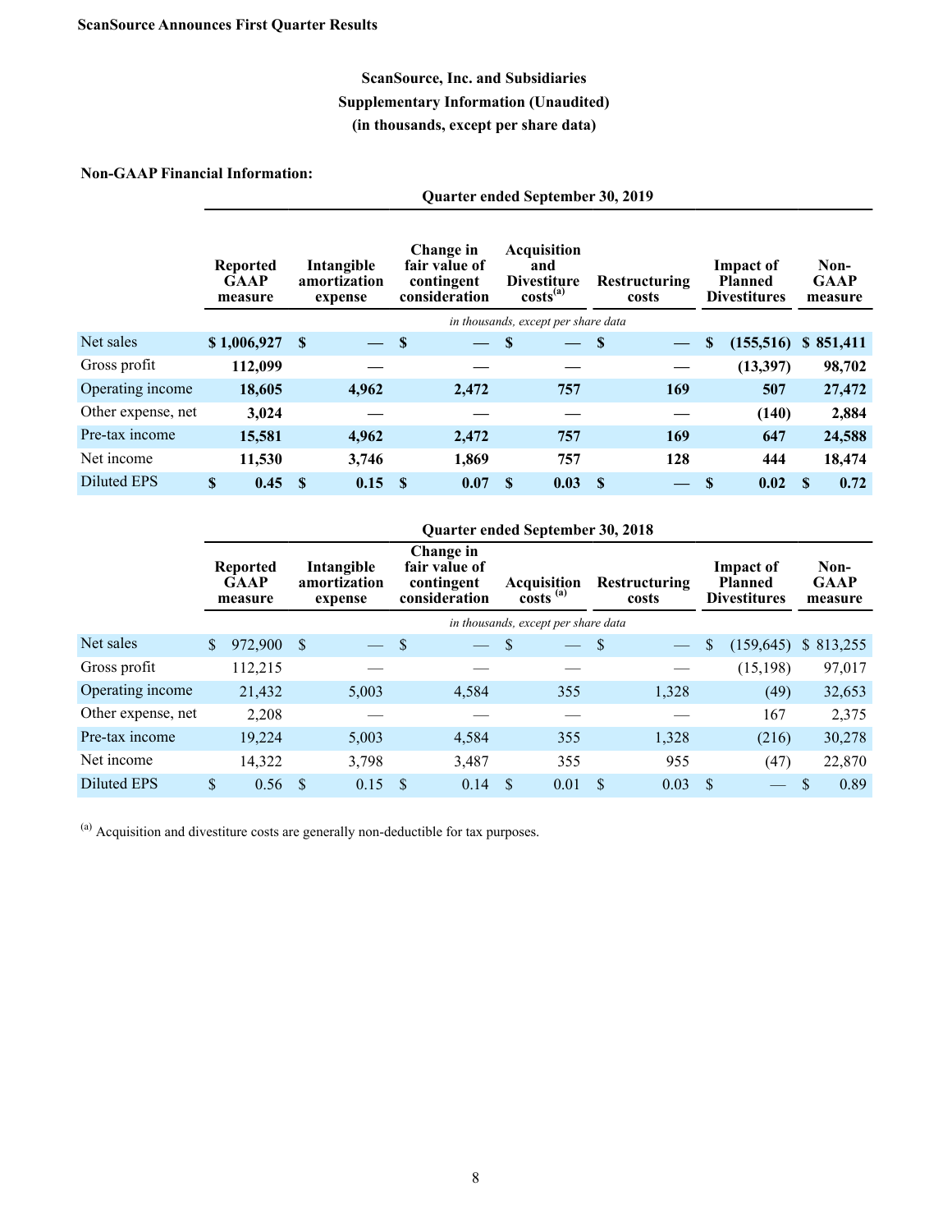ScanSource Announces First Quarter Results

## ScanSource, Inc. and Subsidiaries
## Supplementary Information (Unaudited)
## (in thousands, except per share data)

**Non-GAAP Financial Information:**

| | Quarter ended September 30, 2019 | | | | | | |
|---|---|---|---|---|---|---|---|
| | Reported GAAP measure | Intangible amortization expense | Change in fair value of contingent consideration | Acquisition and Divestiture costs[(a)] | Restructuring costs | Impact of Planned Divestitures | Non-GAAP measure |
| | *in thousands, except per share data* | | | | | | |
| Net sales | **$ 1,006,927** | **$ —** | **$ —** | **$ —** | **$ —** | **$ (155,516)** | **$ 851,411** |
| Gross profit | **112,099** | **—** | **—** | **—** | **—** | **(13,397)** | **98,702** |
| Operating income | **18,605** | **4,962** | **2,472** | **757** | **169** | **507** | **27,472** |
| Other expense, net | **3,024** | **—** | **—** | **—** | **—** | **(140)** | **2,884** |
| Pre-tax income | **15,581** | **4,962** | **2,472** | **757** | **169** | **647** | **24,588** |
| Net income | **11,530** | **3,746** | **1,869** | **757** | **128** | **444** | **18,474** |
| Diluted EPS | **$ 0.45** | **$ 0.15** | **$ 0.07** | **$ 0.03** | **$ —** | **$ 0.02** | **$ 0.72** |

| | Quarter ended September 30, 2018 | | | | | | |
|---|---|---|---|---|---|---|---|
| | Reported GAAP measure | Intangible amortization expense | Change in fair value of contingent consideration | Acquisition costs [(a)] | Restructuring costs | Impact of Planned Divestitures | Non-GAAP measure |
| | *in thousands, except per share data* | | | | | | |
| Net sales | $ 972,900 | $ — | $ — | $ — | $ — | $ (159,645) | $ 813,255 |
| Gross profit | 112,215 | — | — | — | — | (15,198) | 97,017 |
| Operating income | 21,432 | 5,003 | 4,584 | 355 | 1,328 | (49) | 32,653 |
| Other expense, net | 2,208 | — | — | — | — | 167 | 2,375 |
| Pre-tax income | 19,224 | 5,003 | 4,584 | 355 | 1,328 | (216) | 30,278 |
| Net income | 14,322 | 3,798 | 3,487 | 355 | 955 | (47) | 22,870 |
| Diluted EPS | $ 0.56 | $ 0.15 | $ 0.14 | $ 0.01 | $ 0.03 | $ — | $ 0.89 |

[(a)] Acquisition and divestiture costs are generally non-deductible for tax purposes.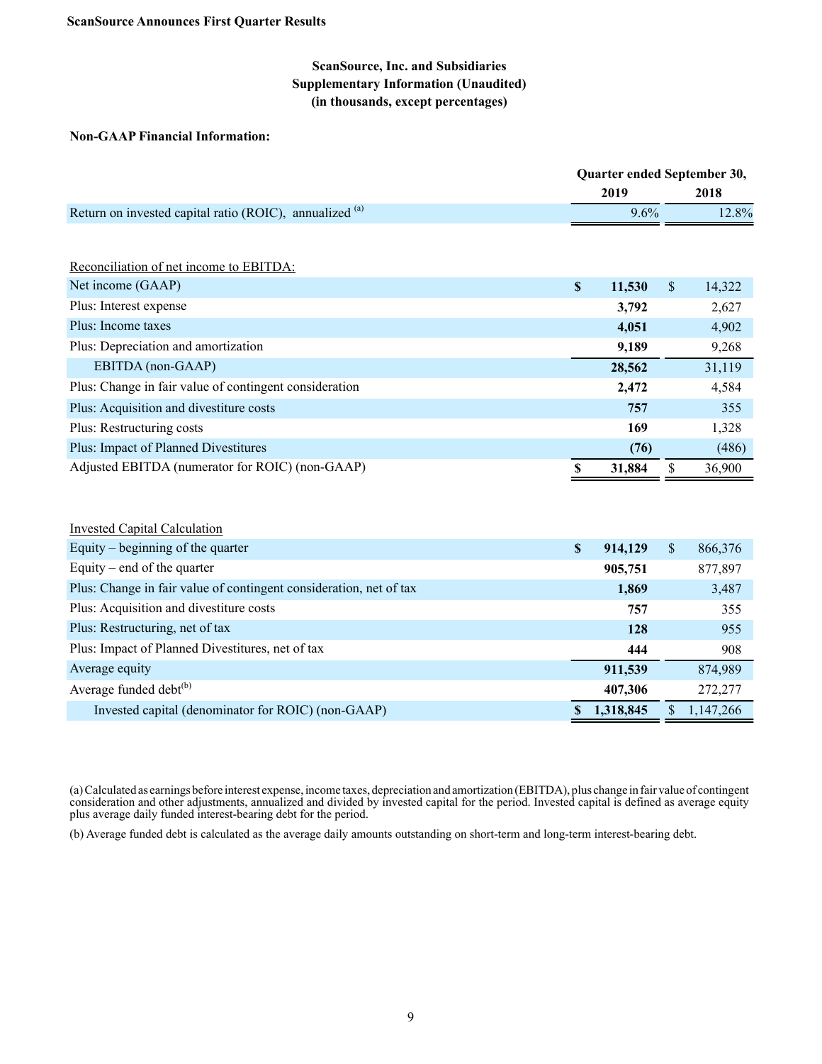**ScanSource Announces First Quarter Results**

**ScanSource, Inc. and Subsidiaries**
**Supplementary Information (Unaudited)**
**(in thousands, except percentages)**

**Non-GAAP Financial Information:**

| | Quarter ended September 30, | |
|---|---|---|
| | 2019 | 2018 |
| Return on invested capital ratio (ROIC), annualized [(a)] | 9.6% | 12.8% |

| Reconciliation of net income to EBITDA: | 2019 | 2018 |
|---|---|---|
| Net income (GAAP) | $ **11,530** | $ 14,322 |
| Plus: Interest expense | **3,792** | 2,627 |
| Plus: Income taxes | **4,051** | 4,902 |
| Plus: Depreciation and amortization | **9,189** | 9,268 |
| EBITDA (non-GAAP) | **28,562** | 31,119 |
| Plus: Change in fair value of contingent consideration | **2,472** | 4,584 |
| Plus: Acquisition and divestiture costs | **757** | 355 |
| Plus: Restructuring costs | **169** | 1,328 |
| Plus: Impact of Planned Divestitures | **(76)** | (486) |
| Adjusted EBITDA (numerator for ROIC) (non-GAAP) | $ **31,884** | $ 36,900 |

| Invested Capital Calculation | 2019 | 2018 |
|---|---|---|
| Equity – beginning of the quarter | $ **914,129** | $ 866,376 |
| Equity – end of the quarter | **905,751** | 877,897 |
| Plus: Change in fair value of contingent consideration, net of tax | **1,869** | 3,487 |
| Plus: Acquisition and divestiture costs | **757** | 355 |
| Plus: Restructuring, net of tax | **128** | 955 |
| Plus: Impact of Planned Divestitures, net of tax | **444** | 908 |
| Average equity | **911,539** | 874,989 |
| Average funded debt[(b)] | **407,306** | 272,277 |
| Invested capital (denominator for ROIC) (non-GAAP) | $ **1,318,845** | $ 1,147,266 |

(a) Calculated as earnings before interest expense, income taxes, depreciation and amortization (EBITDA), plus change in fair value of contingent consideration and other adjustments, annualized and divided by invested capital for the period. Invested capital is defined as average equity plus average daily funded interest-bearing debt for the period.

(b) Average funded debt is calculated as the average daily amounts outstanding on short-term and long-term interest-bearing debt.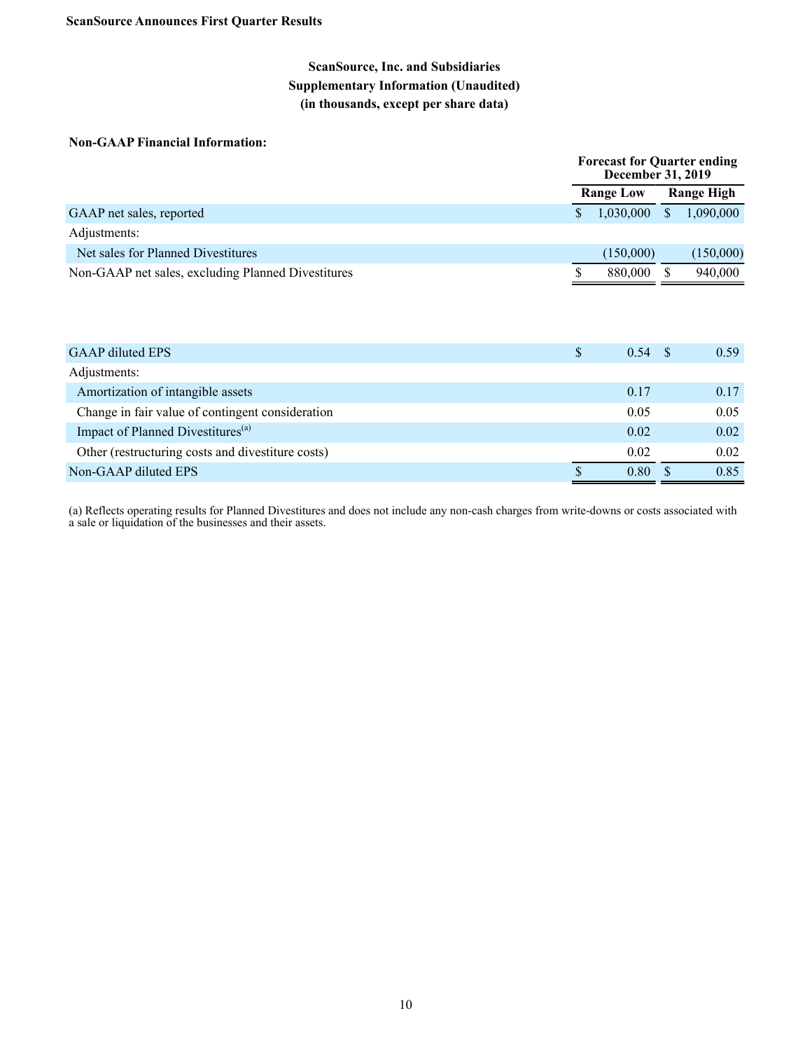**ScanSource Announces First Quarter Results**

**ScanSource, Inc. and Subsidiaries**
**Supplementary Information (Unaudited)**
**(in thousands, except per share data)**

**Non-GAAP Financial Information:**

| | Forecast for Quarter ending December 31, 2019 | |
|---|---|---|
| | Range Low | Range High |
| GAAP net sales, reported | $ 1,030,000 | $ 1,090,000 |
| Adjustments: | | |
| Net sales for Planned Divestitures | (150,000) | (150,000) |
| Non-GAAP net sales, excluding Planned Divestitures | $ 880,000 | $ 940,000 |

| | | |
|---|---|---|
| GAAP diluted EPS | $ 0.54 | $ 0.59 |
| Adjustments: | | |
| Amortization of intangible assets | 0.17 | 0.17 |
| Change in fair value of contingent consideration | 0.05 | 0.05 |
| Impact of Planned Divestitures[(a)] | 0.02 | 0.02 |
| Other (restructuring costs and divestiture costs) | 0.02 | 0.02 |
| Non-GAAP diluted EPS | $ 0.80 | $ 0.85 |

(a) Reflects operating results for Planned Divestitures and does not include any non-cash charges from write-downs or costs associated with a sale or liquidation of the businesses and their assets.